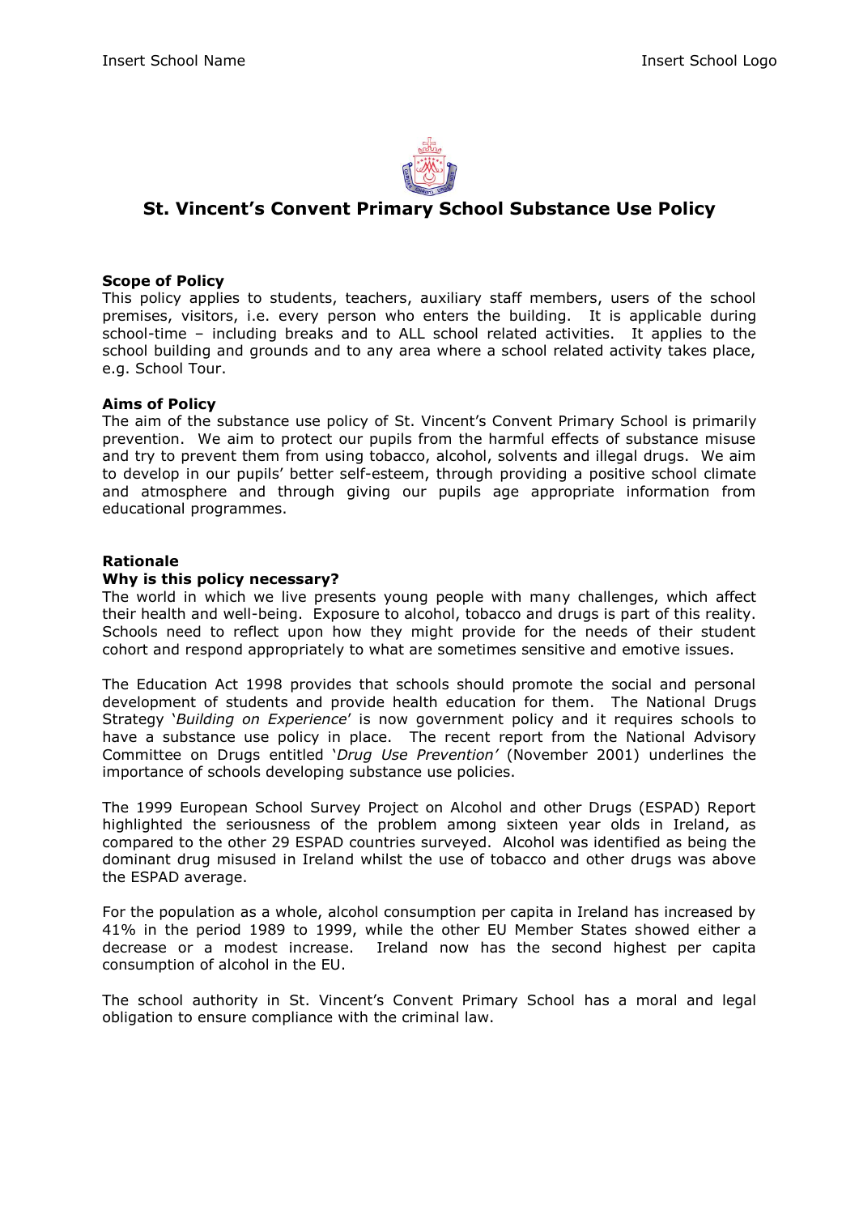# St. Vincent's Convent Primary School Substance Use Policy

**Scope of Policy**

This policy applies to students, teachers, auxiliary staff members, users of the school premises, visitors, i.e. every person who enters the building. It is applicable during school-time – including breaks and to ALL school related activities. It applies to the school building and grounds and to any area where a school related activity takes place, e.g. School Tour.

**Aims of Policy**

The aim of the substance use policy of St. Vincent's Convent Primary School is primarily prevention. We aim to protect our pupils from the harmful effects of substance misuse and try to prevent them from using tobacco, alcohol, solvents and illegal drugs. We aim to develop in our pupils' better self-esteem, through providing a positive school climate and atmosphere and through giving our pupils age appropriate information from educational programmes.

**Rationale**

**Why is this policy necessary?**

The world in which we live presents young people with many challenges, which affect their health and well-being. Exposure to alcohol, tobacco and drugs is part of this reality. Schools need to reflect upon how they might provide for the needs of their student cohort and respond appropriately to what are sometimes sensitive and emotive issues.

The Education Act 1998 provides that schools should promote the social and personal development of students and provide health education for them. The National Drugs Strategy '*Building on Experience*' is now government policy and it requires schools to have a substance use policy in place. The recent report from the National Advisory Committee on Drugs entitled '*Drug Use Prevention'* (November 2001) underlines the importance of schools developing substance use policies.

The 1999 European School Survey Project on Alcohol and other Drugs (ESPAD) Report highlighted the seriousness of the problem among sixteen year olds in Ireland, as compared to the other 29 ESPAD countries surveyed. Alcohol was identified as being the dominant drug misused in Ireland whilst the use of tobacco and other drugs was above the ESPAD average.

For the population as a whole, alcohol consumption per capita in Ireland has increased by 41% in the period 1989 to 1999, while the other EU Member States showed either a decrease or a modest increase. Ireland now has the second highest per capita consumption of alcohol in the EU.

The school authority in St. Vincent's Convent Primary School has a moral and legal obligation to ensure compliance with the criminal law.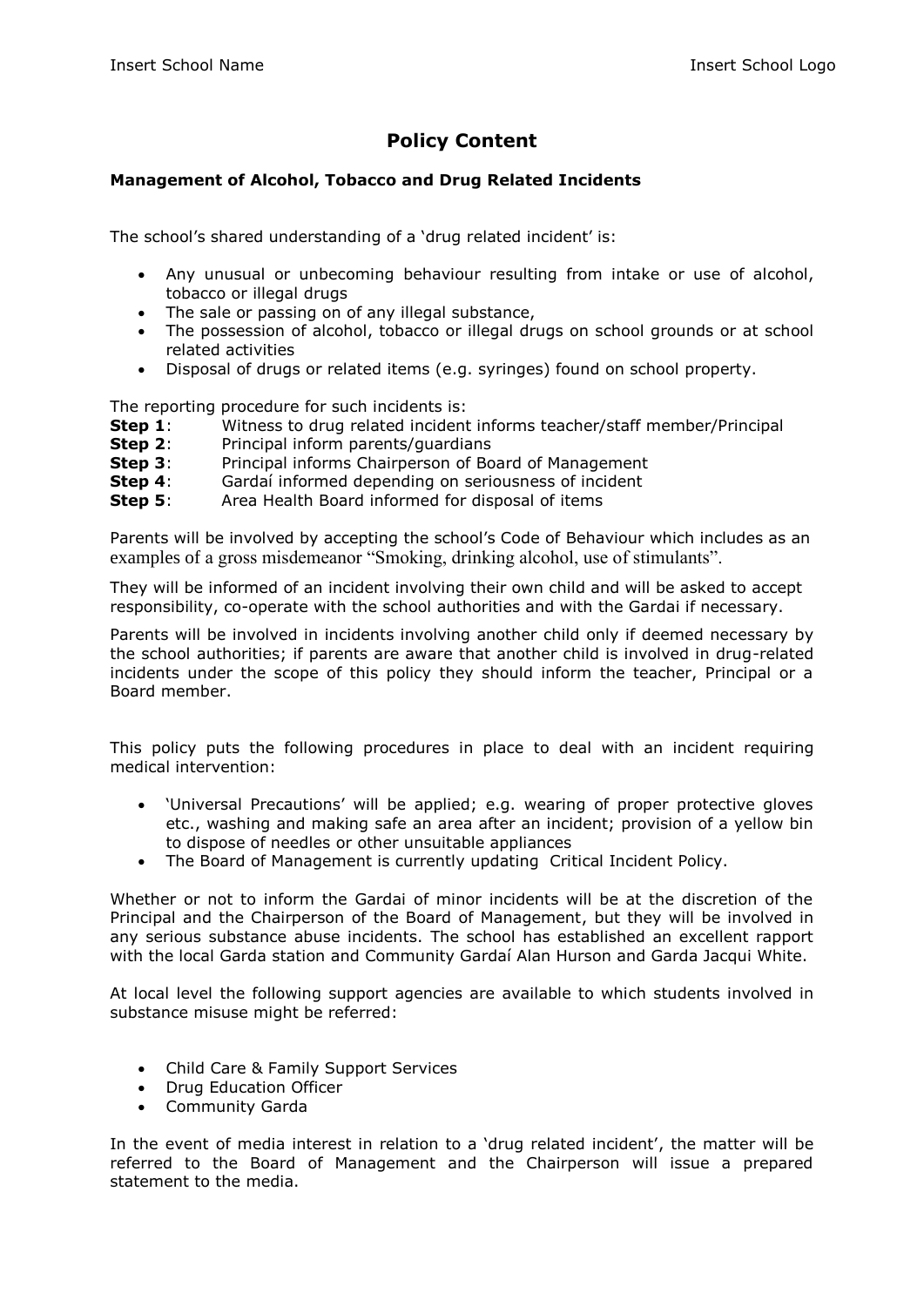# Policy Content

**Management of Alcohol, Tobacco and Drug Related Incidents**

The school's shared understanding of a 'drug related incident' is:

- Any unusual or unbecoming behaviour resulting from intake or use of alcohol, tobacco or illegal drugs
- The sale or passing on of any illegal substance,
- The possession of alcohol, tobacco or illegal drugs on school grounds or at school related activities
- Disposal of drugs or related items (e.g. syringes) found on school property.

The reporting procedure for such incidents is:

**Step 1**: Witness to drug related incident informs teacher/staff member/Principal
**Step 2**: Principal inform parents/guardians
**Step 3**: Principal informs Chairperson of Board of Management
**Step 4**: Gardaí informed depending on seriousness of incident
**Step 5**: Area Health Board informed for disposal of items

Parents will be involved by accepting the school's Code of Behaviour which includes as an examples of a gross misdemeanor "Smoking, drinking alcohol, use of stimulants".

They will be informed of an incident involving their own child and will be asked to accept responsibility, co-operate with the school authorities and with the Gardai if necessary.

Parents will be involved in incidents involving another child only if deemed necessary by the school authorities; if parents are aware that another child is involved in drug-related incidents under the scope of this policy they should inform the teacher, Principal or a Board member.

This policy puts the following procedures in place to deal with an incident requiring medical intervention:

- 'Universal Precautions' will be applied; e.g. wearing of proper protective gloves etc., washing and making safe an area after an incident; provision of a yellow bin to dispose of needles or other unsuitable appliances
- The Board of Management is currently updating Critical Incident Policy.

Whether or not to inform the Gardai of minor incidents will be at the discretion of the Principal and the Chairperson of the Board of Management, but they will be involved in any serious substance abuse incidents. The school has established an excellent rapport with the local Garda station and Community Gardaí Alan Hurson and Garda Jacqui White.

At local level the following support agencies are available to which students involved in substance misuse might be referred:

- Child Care & Family Support Services
- Drug Education Officer
- Community Garda

In the event of media interest in relation to a 'drug related incident', the matter will be referred to the Board of Management and the Chairperson will issue a prepared statement to the media.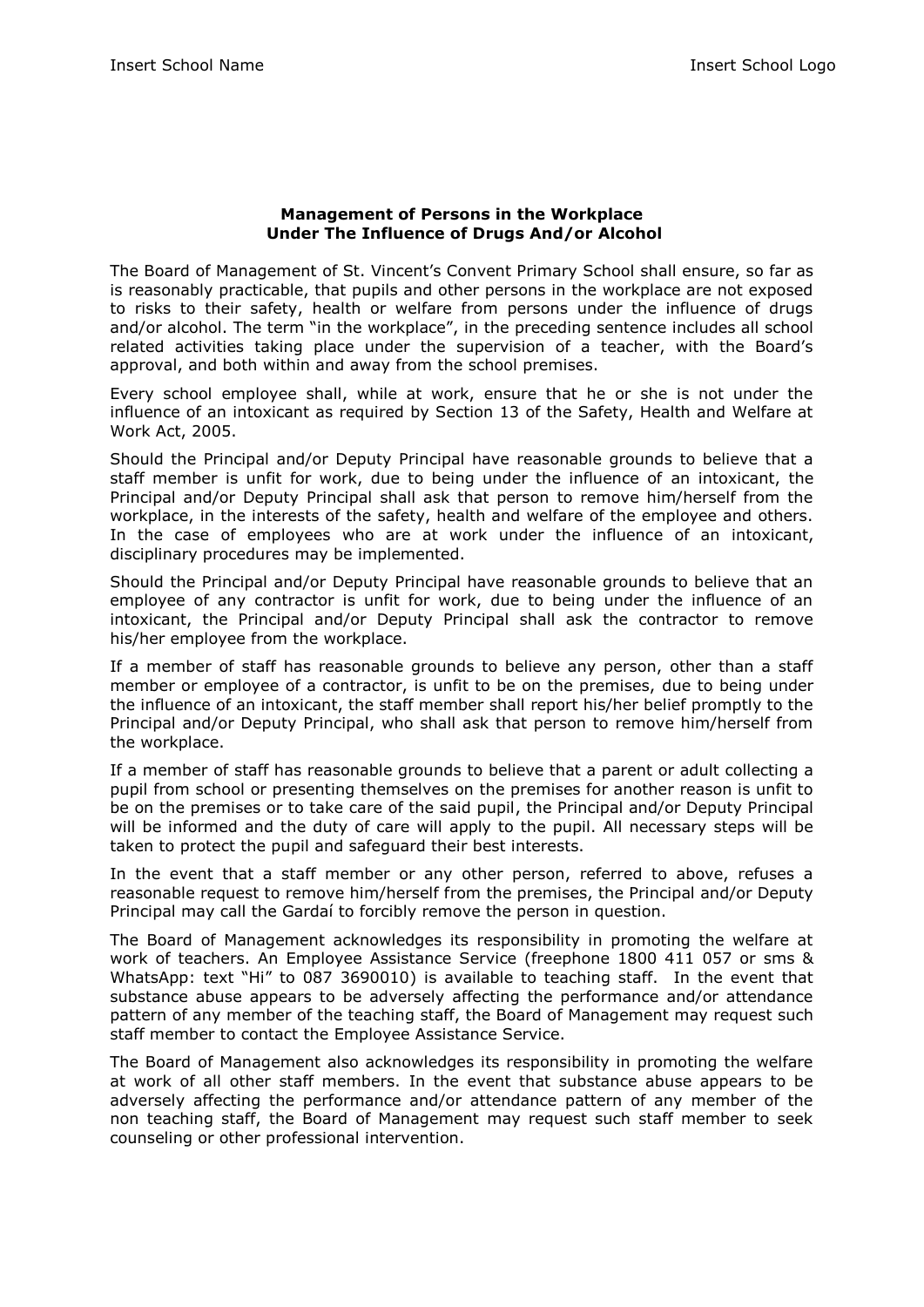**Management of Persons in the Workplace Under The Influence of Drugs And/or Alcohol**

The Board of Management of St. Vincent's Convent Primary School shall ensure, so far as is reasonably practicable, that pupils and other persons in the workplace are not exposed to risks to their safety, health or welfare from persons under the influence of drugs and/or alcohol. The term "in the workplace", in the preceding sentence includes all school related activities taking place under the supervision of a teacher, with the Board's approval, and both within and away from the school premises.

Every school employee shall, while at work, ensure that he or she is not under the influence of an intoxicant as required by Section 13 of the Safety, Health and Welfare at Work Act, 2005.

Should the Principal and/or Deputy Principal have reasonable grounds to believe that a staff member is unfit for work, due to being under the influence of an intoxicant, the Principal and/or Deputy Principal shall ask that person to remove him/herself from the workplace, in the interests of the safety, health and welfare of the employee and others. In the case of employees who are at work under the influence of an intoxicant, disciplinary procedures may be implemented.

Should the Principal and/or Deputy Principal have reasonable grounds to believe that an employee of any contractor is unfit for work, due to being under the influence of an intoxicant, the Principal and/or Deputy Principal shall ask the contractor to remove his/her employee from the workplace.

If a member of staff has reasonable grounds to believe any person, other than a staff member or employee of a contractor, is unfit to be on the premises, due to being under the influence of an intoxicant, the staff member shall report his/her belief promptly to the Principal and/or Deputy Principal, who shall ask that person to remove him/herself from the workplace.

If a member of staff has reasonable grounds to believe that a parent or adult collecting a pupil from school or presenting themselves on the premises for another reason is unfit to be on the premises or to take care of the said pupil, the Principal and/or Deputy Principal will be informed and the duty of care will apply to the pupil. All necessary steps will be taken to protect the pupil and safeguard their best interests.

In the event that a staff member or any other person, referred to above, refuses a reasonable request to remove him/herself from the premises, the Principal and/or Deputy Principal may call the Gardaí to forcibly remove the person in question.

The Board of Management acknowledges its responsibility in promoting the welfare at work of teachers. An Employee Assistance Service (freephone 1800 411 057 or sms & WhatsApp: text "Hi" to 087 3690010) is available to teaching staff. In the event that substance abuse appears to be adversely affecting the performance and/or attendance pattern of any member of the teaching staff, the Board of Management may request such staff member to contact the Employee Assistance Service.

The Board of Management also acknowledges its responsibility in promoting the welfare at work of all other staff members. In the event that substance abuse appears to be adversely affecting the performance and/or attendance pattern of any member of the non teaching staff, the Board of Management may request such staff member to seek counseling or other professional intervention.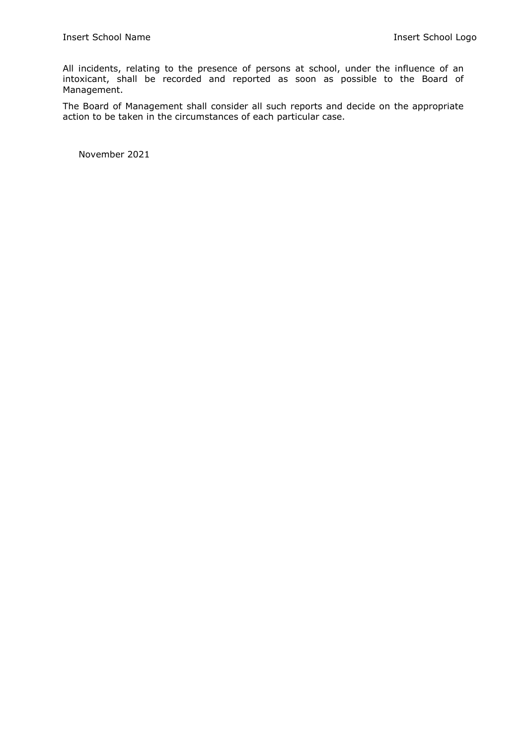All incidents, relating to the presence of persons at school, under the influence of an intoxicant, shall be recorded and reported as soon as possible to the Board of Management.

The Board of Management shall consider all such reports and decide on the appropriate action to be taken in the circumstances of each particular case.

November 2021